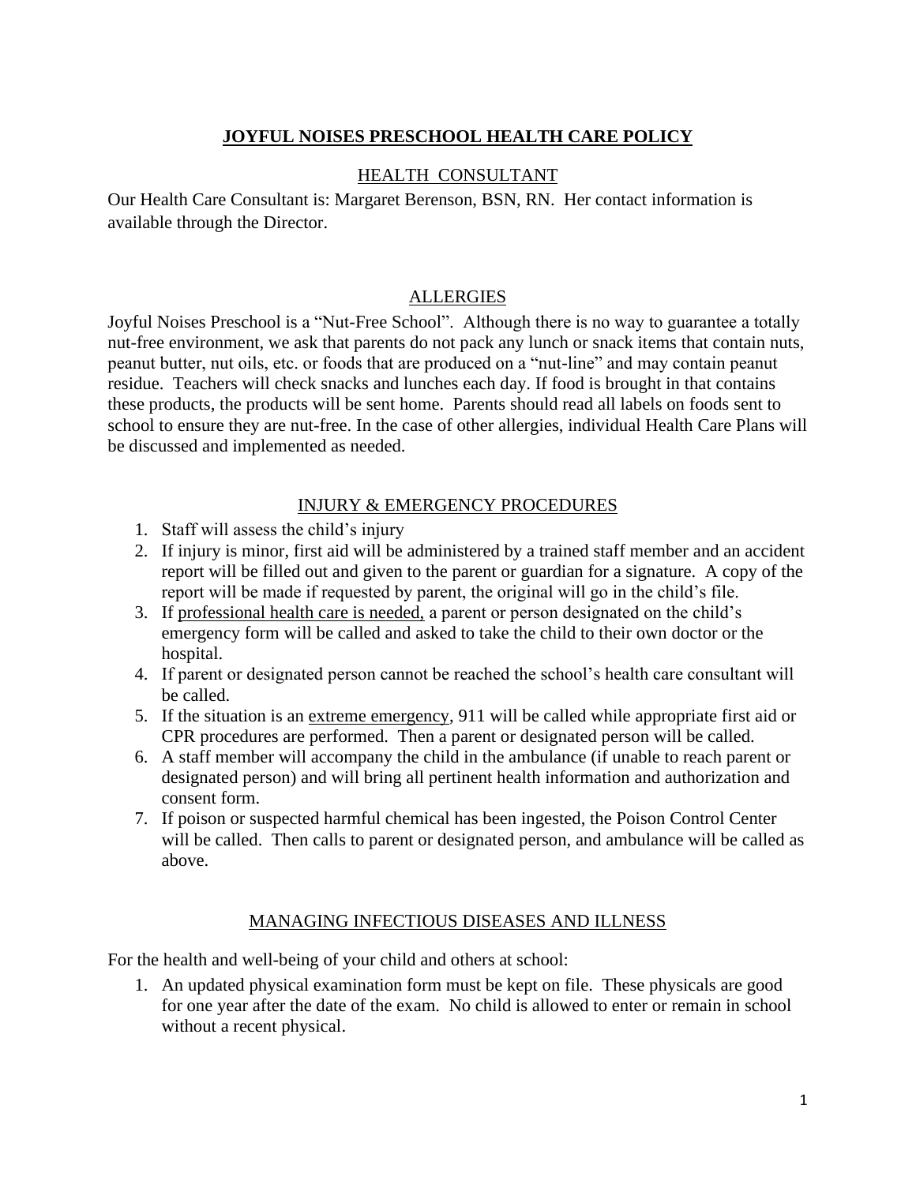# JOYFUL NOISES PRESCHOOL HEALTH CARE POLICY

## HEALTH CONSULTANT

Our Health Care Consultant is: Margaret Berenson, BSN, RN. Her contact information is available through the Director.

## ALLERGIES

Joyful Noises Preschool is a "Nut-Free School". Although there is no way to guarantee a totally nut-free environment, we ask that parents do not pack any lunch or snack items that contain nuts, peanut butter, nut oils, etc. or foods that are produced on a "nut-line" and may contain peanut residue. Teachers will check snacks and lunches each day. If food is brought in that contains these products, the products will be sent home. Parents should read all labels on foods sent to school to ensure they are nut-free. In the case of other allergies, individual Health Care Plans will be discussed and implemented as needed.

## INJURY & EMERGENCY PROCEDURES

1. Staff will assess the child's injury
2. If injury is minor, first aid will be administered by a trained staff member and an accident report will be filled out and given to the parent or guardian for a signature. A copy of the report will be made if requested by parent, the original will go in the child's file.
3. If professional health care is needed, a parent or person designated on the child's emergency form will be called and asked to take the child to their own doctor or the hospital.
4. If parent or designated person cannot be reached the school's health care consultant will be called.
5. If the situation is an extreme emergency, 911 will be called while appropriate first aid or CPR procedures are performed. Then a parent or designated person will be called.
6. A staff member will accompany the child in the ambulance (if unable to reach parent or designated person) and will bring all pertinent health information and authorization and consent form.
7. If poison or suspected harmful chemical has been ingested, the Poison Control Center will be called. Then calls to parent or designated person, and ambulance will be called as above.

## MANAGING INFECTIOUS DISEASES AND ILLNESS

For the health and well-being of your child and others at school:

1. An updated physical examination form must be kept on file. These physicals are good for one year after the date of the exam. No child is allowed to enter or remain in school without a recent physical.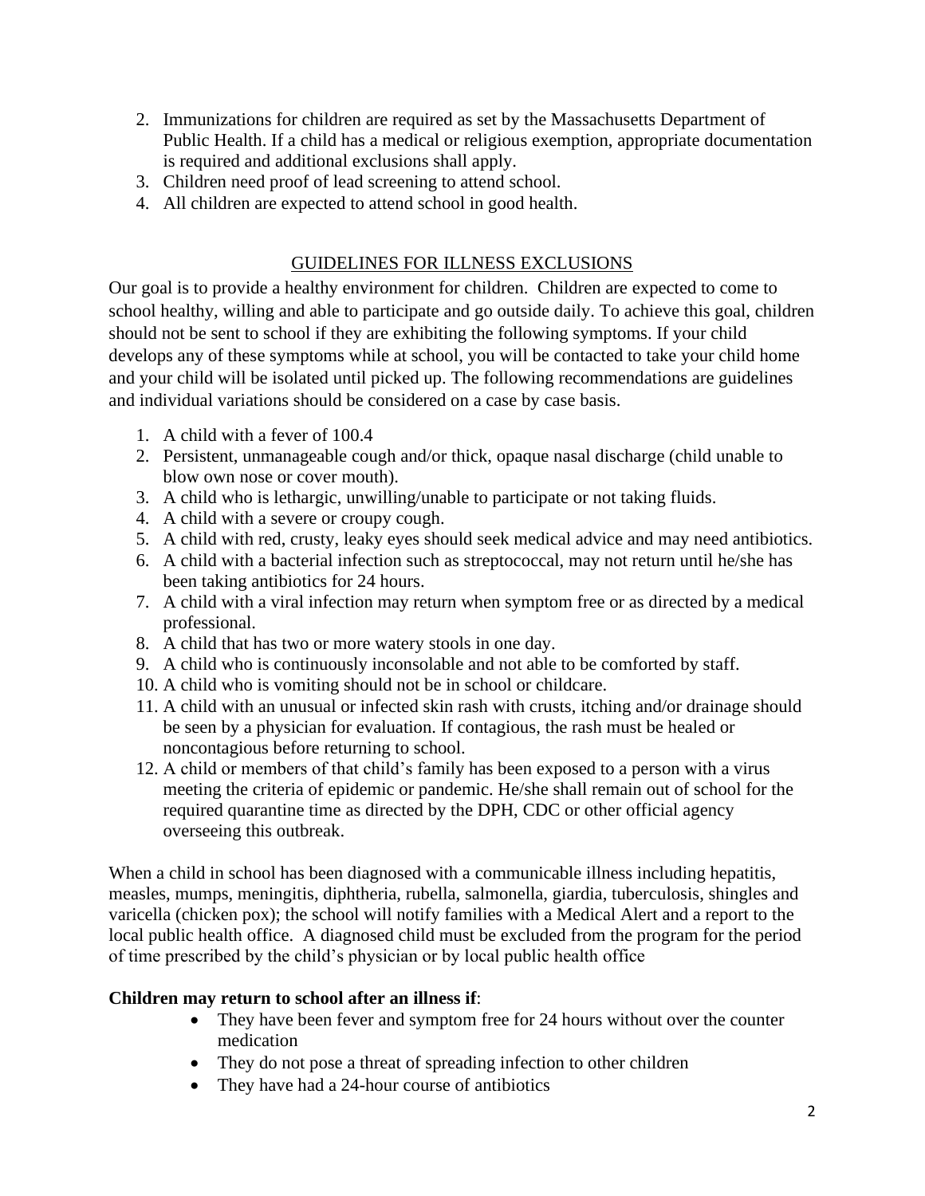2. Immunizations for children are required as set by the Massachusetts Department of Public Health. If a child has a medical or religious exemption, appropriate documentation is required and additional exclusions shall apply.
3. Children need proof of lead screening to attend school.
4. All children are expected to attend school in good health.

## GUIDELINES FOR ILLNESS EXCLUSIONS

Our goal is to provide a healthy environment for children. Children are expected to come to school healthy, willing and able to participate and go outside daily. To achieve this goal, children should not be sent to school if they are exhibiting the following symptoms. If your child develops any of these symptoms while at school, you will be contacted to take your child home and your child will be isolated until picked up. The following recommendations are guidelines and individual variations should be considered on a case by case basis.

1. A child with a fever of 100.4
2. Persistent, unmanageable cough and/or thick, opaque nasal discharge (child unable to blow own nose or cover mouth).
3. A child who is lethargic, unwilling/unable to participate or not taking fluids.
4. A child with a severe or croupy cough.
5. A child with red, crusty, leaky eyes should seek medical advice and may need antibiotics.
6. A child with a bacterial infection such as streptococcal, may not return until he/she has been taking antibiotics for 24 hours.
7. A child with a viral infection may return when symptom free or as directed by a medical professional.
8. A child that has two or more watery stools in one day.
9. A child who is continuously inconsolable and not able to be comforted by staff.
10. A child who is vomiting should not be in school or childcare.
11. A child with an unusual or infected skin rash with crusts, itching and/or drainage should be seen by a physician for evaluation. If contagious, the rash must be healed or noncontagious before returning to school.
12. A child or members of that child's family has been exposed to a person with a virus meeting the criteria of epidemic or pandemic. He/she shall remain out of school for the required quarantine time as directed by the DPH, CDC or other official agency overseeing this outbreak.

When a child in school has been diagnosed with a communicable illness including hepatitis, measles, mumps, meningitis, diphtheria, rubella, salmonella, giardia, tuberculosis, shingles and varicella (chicken pox); the school will notify families with a Medical Alert and a report to the local public health office. A diagnosed child must be excluded from the program for the period of time prescribed by the child's physician or by local public health office

**Children may return to school after an illness if**:

- They have been fever and symptom free for 24 hours without over the counter medication
- They do not pose a threat of spreading infection to other children
- They have had a 24-hour course of antibiotics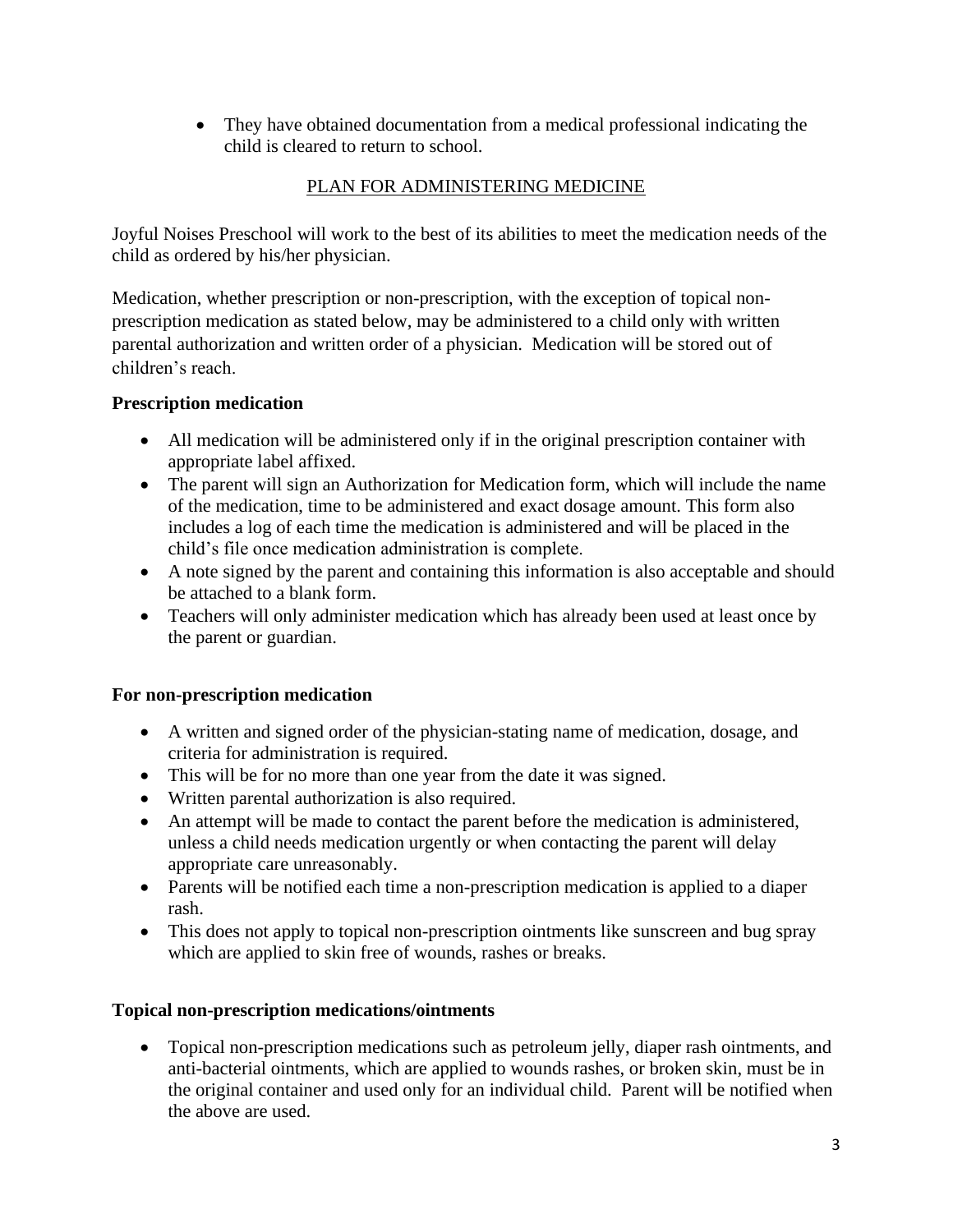- They have obtained documentation from a medical professional indicating the child is cleared to return to school.

## PLAN FOR ADMINISTERING MEDICINE

Joyful Noises Preschool will work to the best of its abilities to meet the medication needs of the child as ordered by his/her physician.

Medication, whether prescription or non-prescription, with the exception of topical non-prescription medication as stated below, may be administered to a child only with written parental authorization and written order of a physician. Medication will be stored out of children's reach.

### Prescription medication

- All medication will be administered only if in the original prescription container with appropriate label affixed.
- The parent will sign an Authorization for Medication form, which will include the name of the medication, time to be administered and exact dosage amount. This form also includes a log of each time the medication is administered and will be placed in the child's file once medication administration is complete.
- A note signed by the parent and containing this information is also acceptable and should be attached to a blank form.
- Teachers will only administer medication which has already been used at least once by the parent or guardian.

### For non-prescription medication

- A written and signed order of the physician-stating name of medication, dosage, and criteria for administration is required.
- This will be for no more than one year from the date it was signed.
- Written parental authorization is also required.
- An attempt will be made to contact the parent before the medication is administered, unless a child needs medication urgently or when contacting the parent will delay appropriate care unreasonably.
- Parents will be notified each time a non-prescription medication is applied to a diaper rash.
- This does not apply to topical non-prescription ointments like sunscreen and bug spray which are applied to skin free of wounds, rashes or breaks.

### Topical non-prescription medications/ointments

- Topical non-prescription medications such as petroleum jelly, diaper rash ointments, and anti-bacterial ointments, which are applied to wounds rashes, or broken skin, must be in the original container and used only for an individual child. Parent will be notified when the above are used.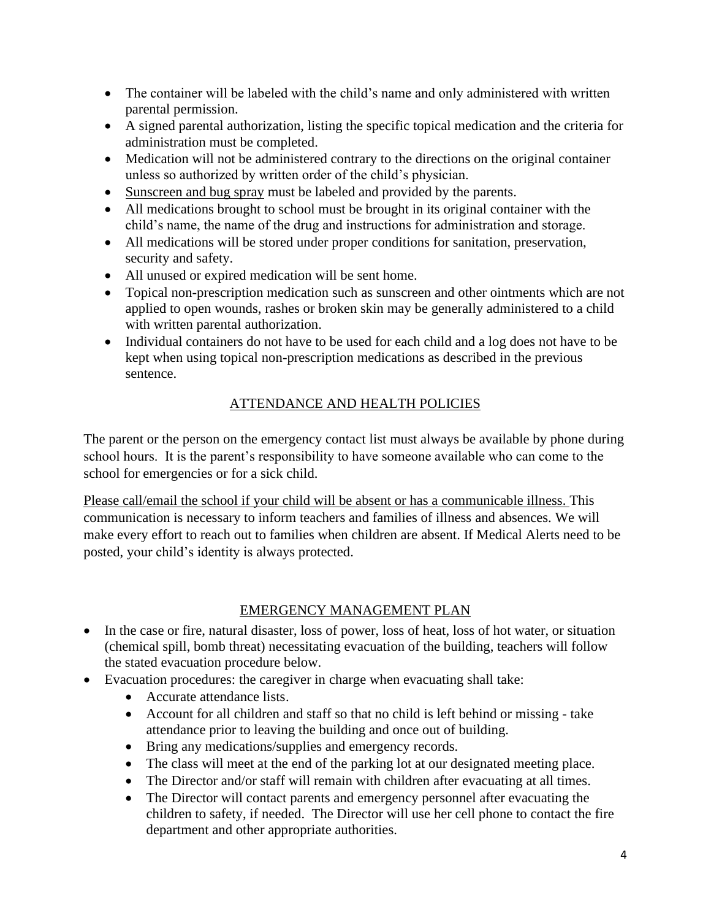- The container will be labeled with the child's name and only administered with written parental permission.
- A signed parental authorization, listing the specific topical medication and the criteria for administration must be completed.
- Medication will not be administered contrary to the directions on the original container unless so authorized by written order of the child's physician.
- Sunscreen and bug spray must be labeled and provided by the parents.
- All medications brought to school must be brought in its original container with the child's name, the name of the drug and instructions for administration and storage.
- All medications will be stored under proper conditions for sanitation, preservation, security and safety.
- All unused or expired medication will be sent home.
- Topical non-prescription medication such as sunscreen and other ointments which are not applied to open wounds, rashes or broken skin may be generally administered to a child with written parental authorization.
- Individual containers do not have to be used for each child and a log does not have to be kept when using topical non-prescription medications as described in the previous sentence.

## ATTENDANCE AND HEALTH POLICIES

The parent or the person on the emergency contact list must always be available by phone during school hours. It is the parent's responsibility to have someone available who can come to the school for emergencies or for a sick child.

Please call/email the school if your child will be absent or has a communicable illness. This communication is necessary to inform teachers and families of illness and absences. We will make every effort to reach out to families when children are absent. If Medical Alerts need to be posted, your child's identity is always protected.

## EMERGENCY MANAGEMENT PLAN

- In the case or fire, natural disaster, loss of power, loss of heat, loss of hot water, or situation (chemical spill, bomb threat) necessitating evacuation of the building, teachers will follow the stated evacuation procedure below.
- Evacuation procedures: the caregiver in charge when evacuating shall take:
  - Accurate attendance lists.
  - Account for all children and staff so that no child is left behind or missing - take attendance prior to leaving the building and once out of building.
  - Bring any medications/supplies and emergency records.
  - The class will meet at the end of the parking lot at our designated meeting place.
  - The Director and/or staff will remain with children after evacuating at all times.
  - The Director will contact parents and emergency personnel after evacuating the children to safety, if needed. The Director will use her cell phone to contact the fire department and other appropriate authorities.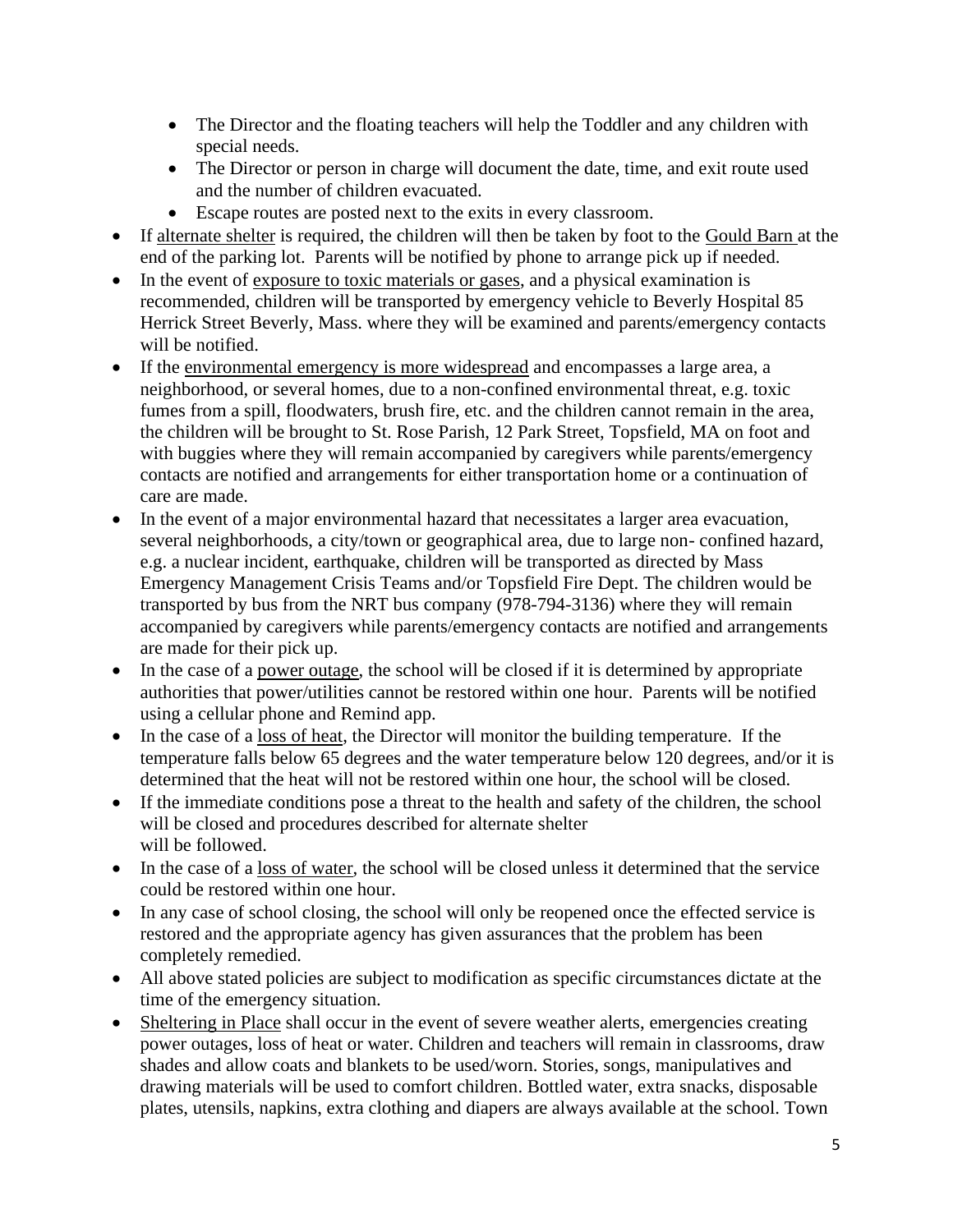- The Director and the floating teachers will help the Toddler and any children with special needs.
  - The Director or person in charge will document the date, time, and exit route used and the number of children evacuated.
  - Escape routes are posted next to the exits in every classroom.
- If <u>alternate shelter</u> is required, the children will then be taken by foot to the <u>Gould Barn</u> at the end of the parking lot. Parents will be notified by phone to arrange pick up if needed.
- In the event of <u>exposure to toxic materials or gases</u>, and a physical examination is recommended, children will be transported by emergency vehicle to Beverly Hospital 85 Herrick Street Beverly, Mass. where they will be examined and parents/emergency contacts will be notified.
- If the <u>environmental emergency is more widespread</u> and encompasses a large area, a neighborhood, or several homes, due to a non-confined environmental threat, e.g. toxic fumes from a spill, floodwaters, brush fire, etc. and the children cannot remain in the area, the children will be brought to St. Rose Parish, 12 Park Street, Topsfield, MA on foot and with buggies where they will remain accompanied by caregivers while parents/emergency contacts are notified and arrangements for either transportation home or a continuation of care are made.
- In the event of a major environmental hazard that necessitates a larger area evacuation, several neighborhoods, a city/town or geographical area, due to large non- confined hazard, e.g. a nuclear incident, earthquake, children will be transported as directed by Mass Emergency Management Crisis Teams and/or Topsfield Fire Dept. The children would be transported by bus from the NRT bus company (978-794-3136) where they will remain accompanied by caregivers while parents/emergency contacts are notified and arrangements are made for their pick up.
- In the case of a <u>power outage</u>, the school will be closed if it is determined by appropriate authorities that power/utilities cannot be restored within one hour. Parents will be notified using a cellular phone and Remind app.
- In the case of a <u>loss of heat</u>, the Director will monitor the building temperature. If the temperature falls below 65 degrees and the water temperature below 120 degrees, and/or it is determined that the heat will not be restored within one hour, the school will be closed.
- If the immediate conditions pose a threat to the health and safety of the children, the school will be closed and procedures described for alternate shelter will be followed.
- In the case of a <u>loss of water</u>, the school will be closed unless it determined that the service could be restored within one hour.
- In any case of school closing, the school will only be reopened once the effected service is restored and the appropriate agency has given assurances that the problem has been completely remedied.
- All above stated policies are subject to modification as specific circumstances dictate at the time of the emergency situation.
- <u>Sheltering in Place</u> shall occur in the event of severe weather alerts, emergencies creating power outages, loss of heat or water. Children and teachers will remain in classrooms, draw shades and allow coats and blankets to be used/worn. Stories, songs, manipulatives and drawing materials will be used to comfort children. Bottled water, extra snacks, disposable plates, utensils, napkins, extra clothing and diapers are always available at the school. Town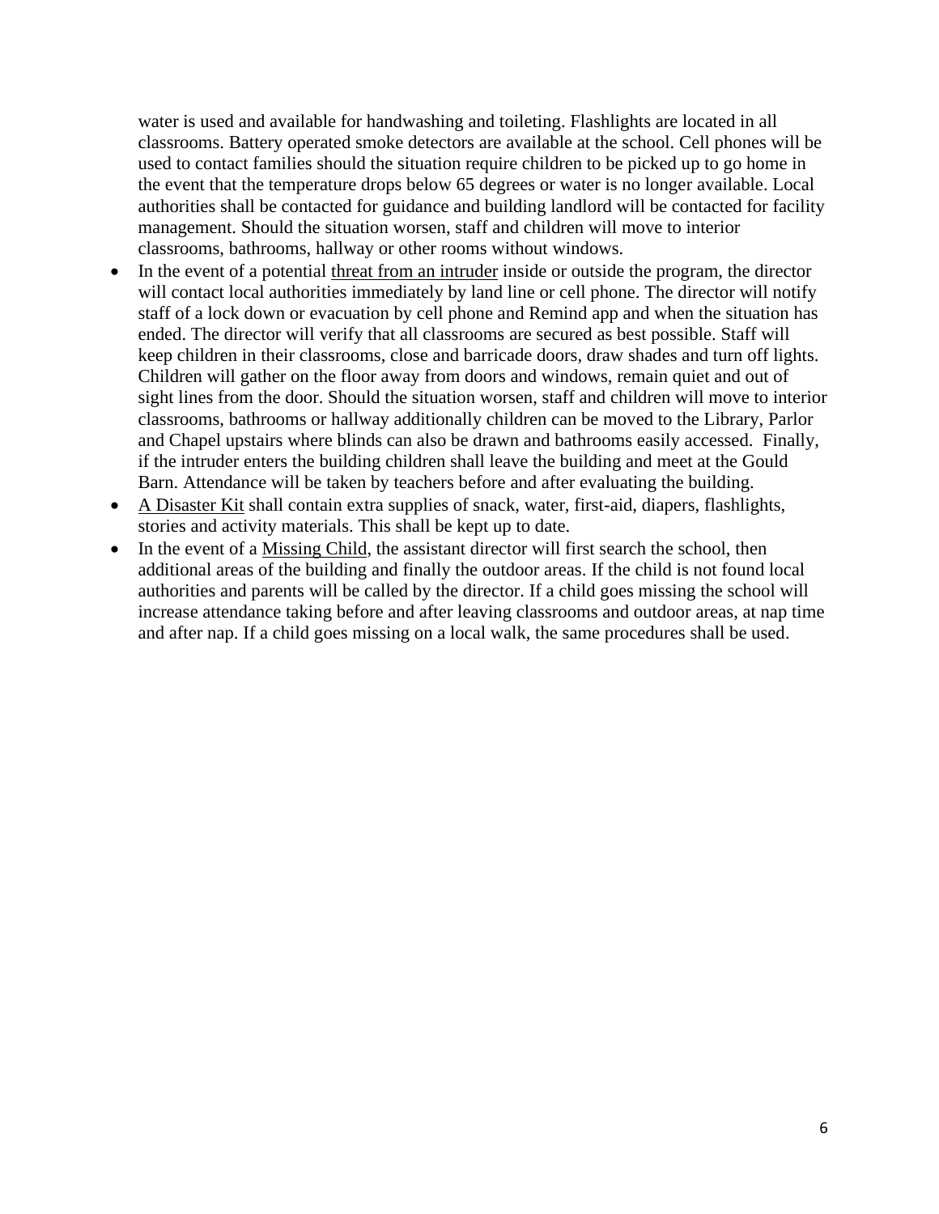water is used and available for handwashing and toileting. Flashlights are located in all classrooms. Battery operated smoke detectors are available at the school. Cell phones will be used to contact families should the situation require children to be picked up to go home in the event that the temperature drops below 65 degrees or water is no longer available. Local authorities shall be contacted for guidance and building landlord will be contacted for facility management. Should the situation worsen, staff and children will move to interior classrooms, bathrooms, hallway or other rooms without windows.

- In the event of a potential <u>threat from an intruder</u> inside or outside the program, the director will contact local authorities immediately by land line or cell phone. The director will notify staff of a lock down or evacuation by cell phone and Remind app and when the situation has ended. The director will verify that all classrooms are secured as best possible. Staff will keep children in their classrooms, close and barricade doors, draw shades and turn off lights. Children will gather on the floor away from doors and windows, remain quiet and out of sight lines from the door. Should the situation worsen, staff and children will move to interior classrooms, bathrooms or hallway additionally children can be moved to the Library, Parlor and Chapel upstairs where blinds can also be drawn and bathrooms easily accessed. Finally, if the intruder enters the building children shall leave the building and meet at the Gould Barn. Attendance will be taken by teachers before and after evaluating the building.
- <u>A Disaster Kit</u> shall contain extra supplies of snack, water, first-aid, diapers, flashlights, stories and activity materials. This shall be kept up to date.
- In the event of a <u>Missing Child</u>, the assistant director will first search the school, then additional areas of the building and finally the outdoor areas. If the child is not found local authorities and parents will be called by the director. If a child goes missing the school will increase attendance taking before and after leaving classrooms and outdoor areas, at nap time and after nap. If a child goes missing on a local walk, the same procedures shall be used.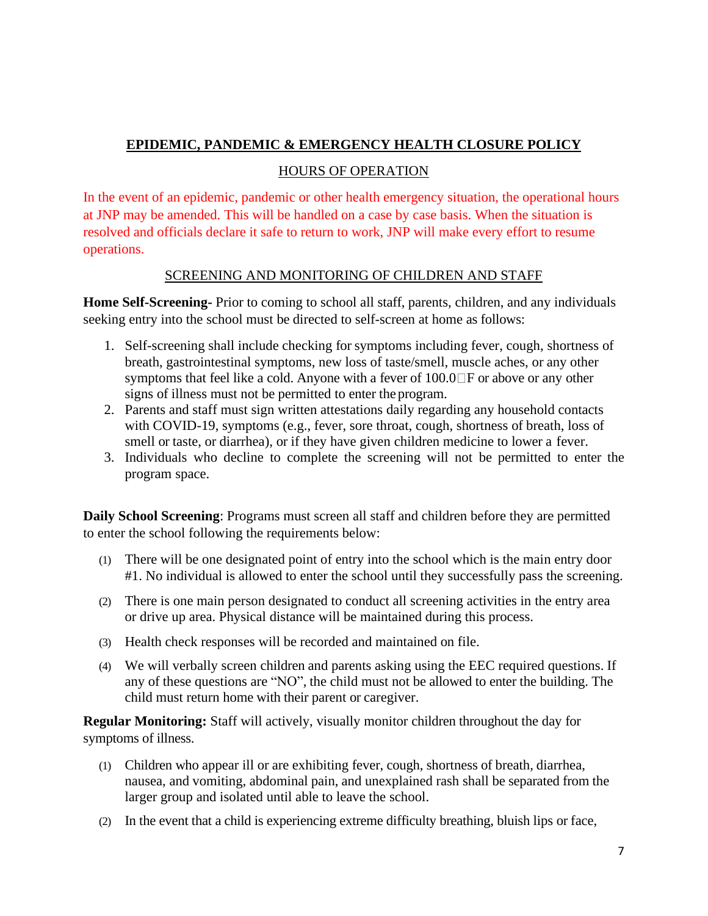## EPIDEMIC, PANDEMIC & EMERGENCY HEALTH CLOSURE POLICY

### HOURS OF OPERATION

In the event of an epidemic, pandemic or other health emergency situation, the operational hours at JNP may be amended. This will be handled on a case by case basis. When the situation is resolved and officials declare it safe to return to work, JNP will make every effort to resume operations.

### SCREENING AND MONITORING OF CHILDREN AND STAFF

**Home Self-Screening-** Prior to coming to school all staff, parents, children, and any individuals seeking entry into the school must be directed to self-screen at home as follows:

1. Self-screening shall include checking for symptoms including fever, cough, shortness of breath, gastrointestinal symptoms, new loss of taste/smell, muscle aches, or any other symptoms that feel like a cold. Anyone with a fever of 100.0□F or above or any other signs of illness must not be permitted to enter the program.
2. Parents and staff must sign written attestations daily regarding any household contacts with COVID-19, symptoms (e.g., fever, sore throat, cough, shortness of breath, loss of smell or taste, or diarrhea), or if they have given children medicine to lower a fever.
3. Individuals who decline to complete the screening will not be permitted to enter the program space.

**Daily School Screening**: Programs must screen all staff and children before they are permitted to enter the school following the requirements below:

(1) There will be one designated point of entry into the school which is the main entry door #1. No individual is allowed to enter the school until they successfully pass the screening.

(2) There is one main person designated to conduct all screening activities in the entry area or drive up area. Physical distance will be maintained during this process.

(3) Health check responses will be recorded and maintained on file.

(4) We will verbally screen children and parents asking using the EEC required questions. If any of these questions are "NO", the child must not be allowed to enter the building. The child must return home with their parent or caregiver.

**Regular Monitoring:** Staff will actively, visually monitor children throughout the day for symptoms of illness.

(1) Children who appear ill or are exhibiting fever, cough, shortness of breath, diarrhea, nausea, and vomiting, abdominal pain, and unexplained rash shall be separated from the larger group and isolated until able to leave the school.

(2) In the event that a child is experiencing extreme difficulty breathing, bluish lips or face,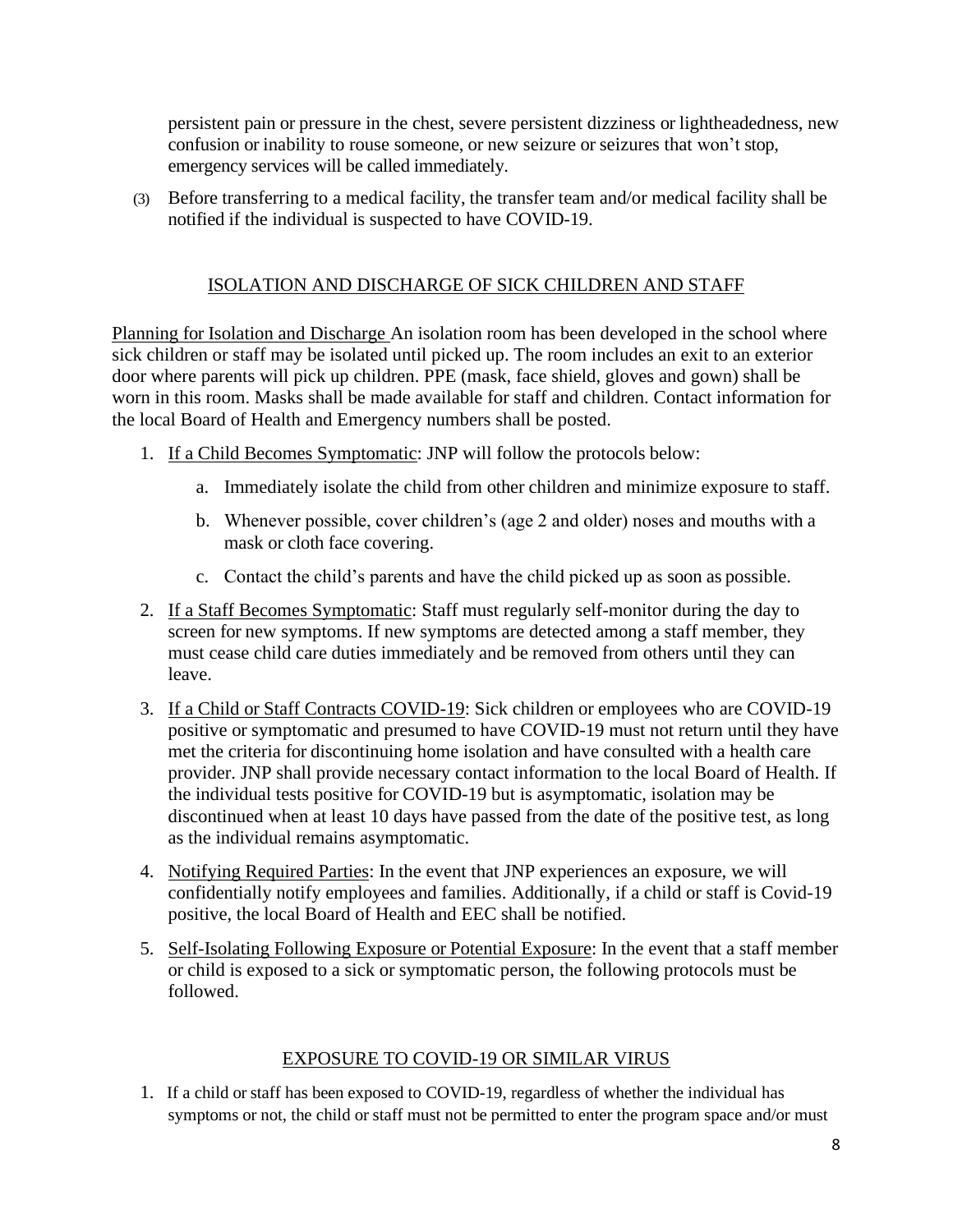persistent pain or pressure in the chest, severe persistent dizziness or lightheadedness, new confusion or inability to rouse someone, or new seizure or seizures that won't stop, emergency services will be called immediately.

(3) Before transferring to a medical facility, the transfer team and/or medical facility shall be notified if the individual is suspected to have COVID-19.

## ISOLATION AND DISCHARGE OF SICK CHILDREN AND STAFF

Planning for Isolation and Discharge An isolation room has been developed in the school where sick children or staff may be isolated until picked up. The room includes an exit to an exterior door where parents will pick up children. PPE (mask, face shield, gloves and gown) shall be worn in this room. Masks shall be made available for staff and children. Contact information for the local Board of Health and Emergency numbers shall be posted.

1. If a Child Becomes Symptomatic: JNP will follow the protocols below:
   a. Immediately isolate the child from other children and minimize exposure to staff.
   b. Whenever possible, cover children's (age 2 and older) noses and mouths with a mask or cloth face covering.
   c. Contact the child's parents and have the child picked up as soon as possible.
2. If a Staff Becomes Symptomatic: Staff must regularly self-monitor during the day to screen for new symptoms. If new symptoms are detected among a staff member, they must cease child care duties immediately and be removed from others until they can leave.
3. If a Child or Staff Contracts COVID-19: Sick children or employees who are COVID-19 positive or symptomatic and presumed to have COVID-19 must not return until they have met the criteria for discontinuing home isolation and have consulted with a health care provider. JNP shall provide necessary contact information to the local Board of Health. If the individual tests positive for COVID-19 but is asymptomatic, isolation may be discontinued when at least 10 days have passed from the date of the positive test, as long as the individual remains asymptomatic.
4. Notifying Required Parties: In the event that JNP experiences an exposure, we will confidentially notify employees and families. Additionally, if a child or staff is Covid-19 positive, the local Board of Health and EEC shall be notified.
5. Self-Isolating Following Exposure or Potential Exposure: In the event that a staff member or child is exposed to a sick or symptomatic person, the following protocols must be followed.

## EXPOSURE TO COVID-19 OR SIMILAR VIRUS

1. If a child or staff has been exposed to COVID-19, regardless of whether the individual has symptoms or not, the child or staff must not be permitted to enter the program space and/or must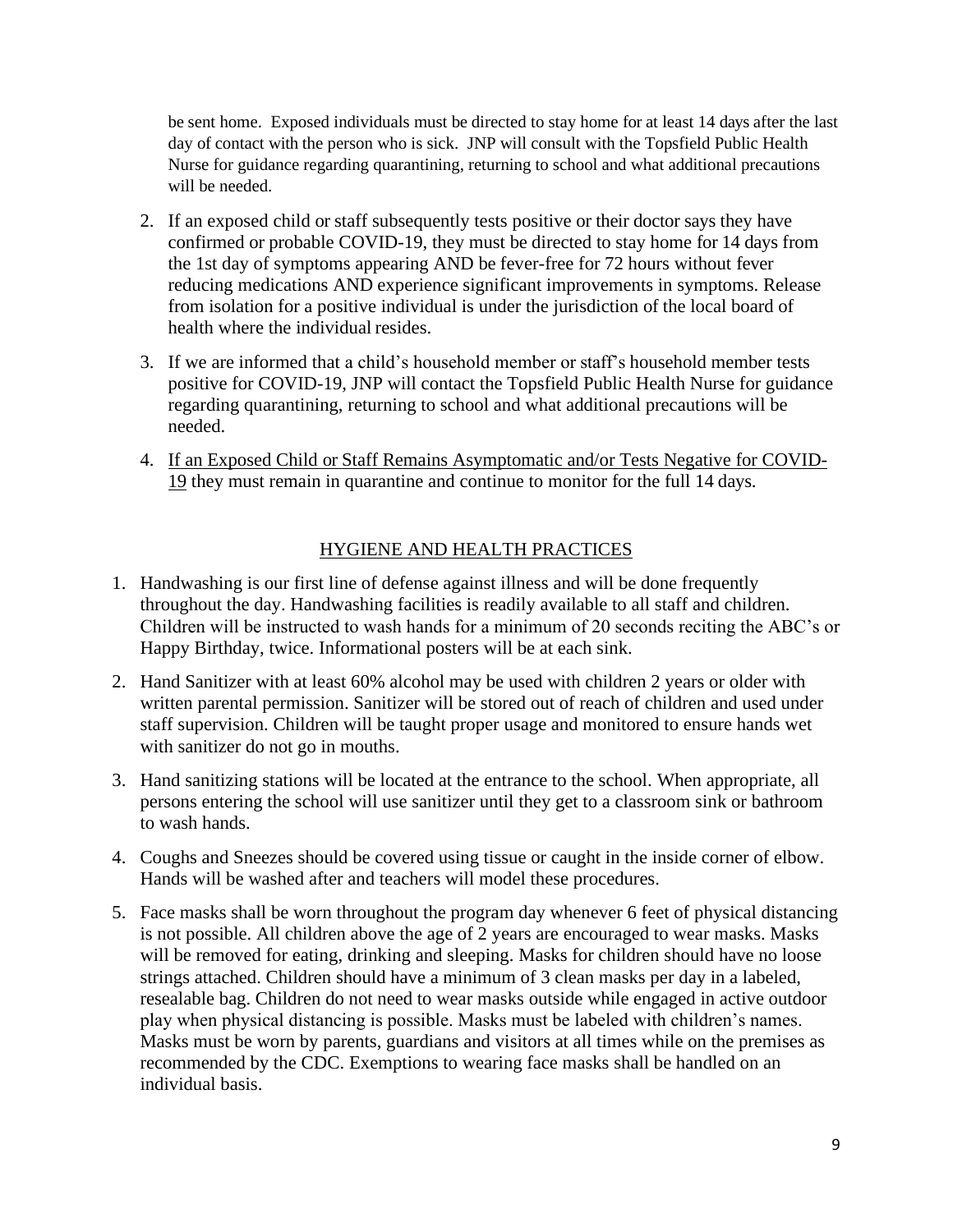be sent home. Exposed individuals must be directed to stay home for at least 14 days after the last day of contact with the person who is sick. JNP will consult with the Topsfield Public Health Nurse for guidance regarding quarantining, returning to school and what additional precautions will be needed.

2. If an exposed child or staff subsequently tests positive or their doctor says they have confirmed or probable COVID-19, they must be directed to stay home for 14 days from the 1st day of symptoms appearing AND be fever-free for 72 hours without fever reducing medications AND experience significant improvements in symptoms. Release from isolation for a positive individual is under the jurisdiction of the local board of health where the individual resides.

3. If we are informed that a child's household member or staff's household member tests positive for COVID-19, JNP will contact the Topsfield Public Health Nurse for guidance regarding quarantining, returning to school and what additional precautions will be needed.

4. <u>If an Exposed Child or Staff Remains Asymptomatic and/or Tests Negative for COVID-19</u> they must remain in quarantine and continue to monitor for the full 14 days.

## <u>HYGIENE AND HEALTH PRACTICES</u>

1. Handwashing is our first line of defense against illness and will be done frequently throughout the day. Handwashing facilities is readily available to all staff and children. Children will be instructed to wash hands for a minimum of 20 seconds reciting the ABC's or Happy Birthday, twice. Informational posters will be at each sink.

2. Hand Sanitizer with at least 60% alcohol may be used with children 2 years or older with written parental permission. Sanitizer will be stored out of reach of children and used under staff supervision. Children will be taught proper usage and monitored to ensure hands wet with sanitizer do not go in mouths.

3. Hand sanitizing stations will be located at the entrance to the school. When appropriate, all persons entering the school will use sanitizer until they get to a classroom sink or bathroom to wash hands.

4. Coughs and Sneezes should be covered using tissue or caught in the inside corner of elbow. Hands will be washed after and teachers will model these procedures.

5. Face masks shall be worn throughout the program day whenever 6 feet of physical distancing is not possible. All children above the age of 2 years are encouraged to wear masks. Masks will be removed for eating, drinking and sleeping. Masks for children should have no loose strings attached. Children should have a minimum of 3 clean masks per day in a labeled, resealable bag. Children do not need to wear masks outside while engaged in active outdoor play when physical distancing is possible. Masks must be labeled with children's names. Masks must be worn by parents, guardians and visitors at all times while on the premises as recommended by the CDC. Exemptions to wearing face masks shall be handled on an individual basis.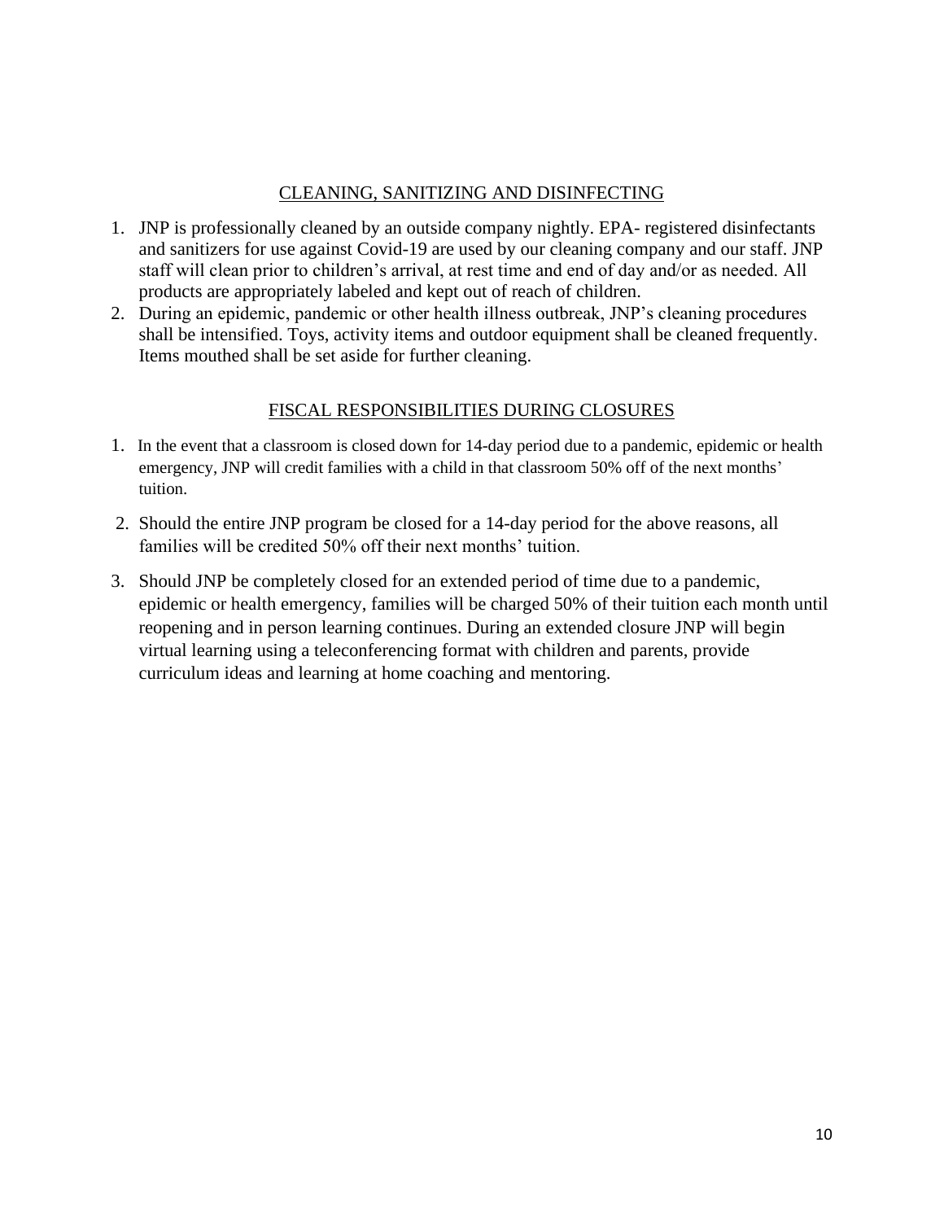## CLEANING, SANITIZING AND DISINFECTING

1. JNP is professionally cleaned by an outside company nightly. EPA- registered disinfectants and sanitizers for use against Covid-19 are used by our cleaning company and our staff. JNP staff will clean prior to children's arrival, at rest time and end of day and/or as needed. All products are appropriately labeled and kept out of reach of children.
2. During an epidemic, pandemic or other health illness outbreak, JNP's cleaning procedures shall be intensified. Toys, activity items and outdoor equipment shall be cleaned frequently. Items mouthed shall be set aside for further cleaning.

## FISCAL RESPONSIBILITIES DURING CLOSURES

1. In the event that a classroom is closed down for 14-day period due to a pandemic, epidemic or health emergency, JNP will credit families with a child in that classroom 50% off of the next months' tuition.
2. Should the entire JNP program be closed for a 14-day period for the above reasons, all families will be credited 50% off their next months' tuition.
3. Should JNP be completely closed for an extended period of time due to a pandemic, epidemic or health emergency, families will be charged 50% of their tuition each month until reopening and in person learning continues. During an extended closure JNP will begin virtual learning using a teleconferencing format with children and parents, provide curriculum ideas and learning at home coaching and mentoring.